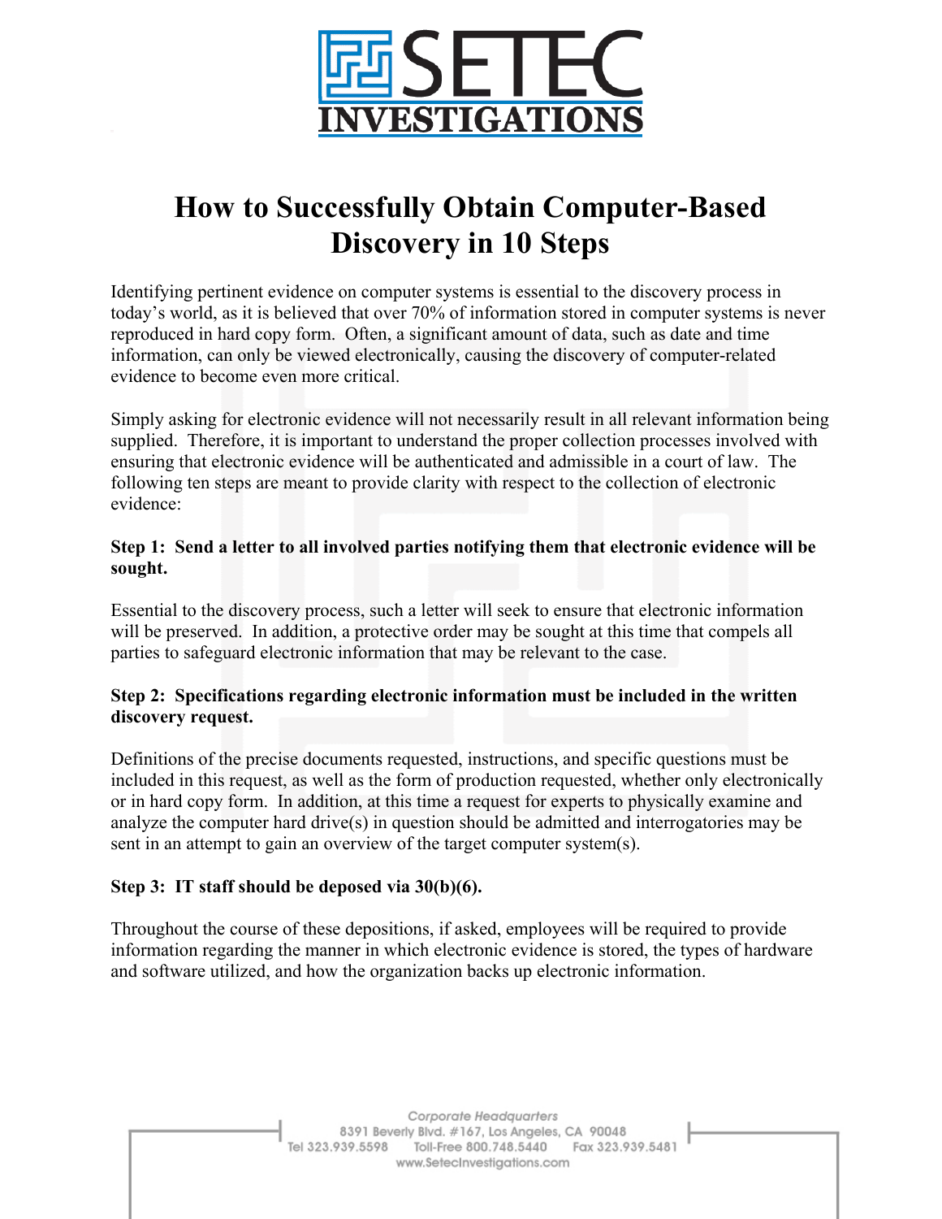# SETEC INVESTIGATIONS

# How to Successfully Obtain Computer-Based Discovery in 10 Steps

Identifying pertinent evidence on computer systems is essential to the discovery process in today's world, as it is believed that over 70% of information stored in computer systems is never reproduced in hard copy form. Often, a significant amount of data, such as date and time information, can only be viewed electronically, causing the discovery of computer-related evidence to become even more critical.

Simply asking for electronic evidence will not necessarily result in all relevant information being supplied. Therefore, it is important to understand the proper collection processes involved with ensuring that electronic evidence will be authenticated and admissible in a court of law. The following ten steps are meant to provide clarity with respect to the collection of electronic evidence:

**Step 1: Send a letter to all involved parties notifying them that electronic evidence will be sought.**

Essential to the discovery process, such a letter will seek to ensure that electronic information will be preserved. In addition, a protective order may be sought at this time that compels all parties to safeguard electronic information that may be relevant to the case.

**Step 2: Specifications regarding electronic information must be included in the written discovery request.**

Definitions of the precise documents requested, instructions, and specific questions must be included in this request, as well as the form of production requested, whether only electronically or in hard copy form. In addition, at this time a request for experts to physically examine and analyze the computer hard drive(s) in question should be admitted and interrogatories may be sent in an attempt to gain an overview of the target computer system(s).

**Step 3: IT staff should be deposed via 30(b)(6).**

Throughout the course of these depositions, if asked, employees will be required to provide information regarding the manner in which electronic evidence is stored, the types of hardware and software utilized, and how the organization backs up electronic information.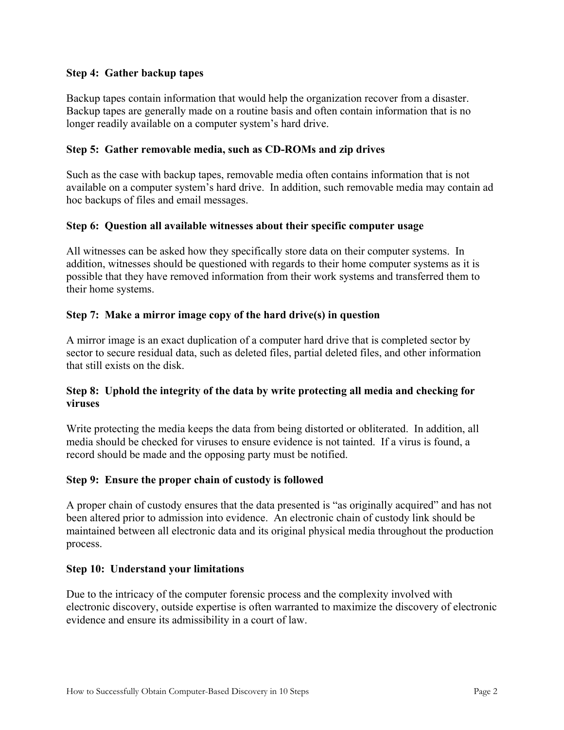**Step 4: Gather backup tapes**

Backup tapes contain information that would help the organization recover from a disaster. Backup tapes are generally made on a routine basis and often contain information that is no longer readily available on a computer system's hard drive.

**Step 5: Gather removable media, such as CD-ROMs and zip drives**

Such as the case with backup tapes, removable media often contains information that is not available on a computer system's hard drive. In addition, such removable media may contain ad hoc backups of files and email messages.

**Step 6: Question all available witnesses about their specific computer usage**

All witnesses can be asked how they specifically store data on their computer systems. In addition, witnesses should be questioned with regards to their home computer systems as it is possible that they have removed information from their work systems and transferred them to their home systems.

**Step 7: Make a mirror image copy of the hard drive(s) in question**

A mirror image is an exact duplication of a computer hard drive that is completed sector by sector to secure residual data, such as deleted files, partial deleted files, and other information that still exists on the disk.

**Step 8: Uphold the integrity of the data by write protecting all media and checking for viruses**

Write protecting the media keeps the data from being distorted or obliterated. In addition, all media should be checked for viruses to ensure evidence is not tainted. If a virus is found, a record should be made and the opposing party must be notified.

**Step 9: Ensure the proper chain of custody is followed**

A proper chain of custody ensures that the data presented is "as originally acquired" and has not been altered prior to admission into evidence. An electronic chain of custody link should be maintained between all electronic data and its original physical media throughout the production process.

**Step 10: Understand your limitations**

Due to the intricacy of the computer forensic process and the complexity involved with electronic discovery, outside expertise is often warranted to maximize the discovery of electronic evidence and ensure its admissibility in a court of law.